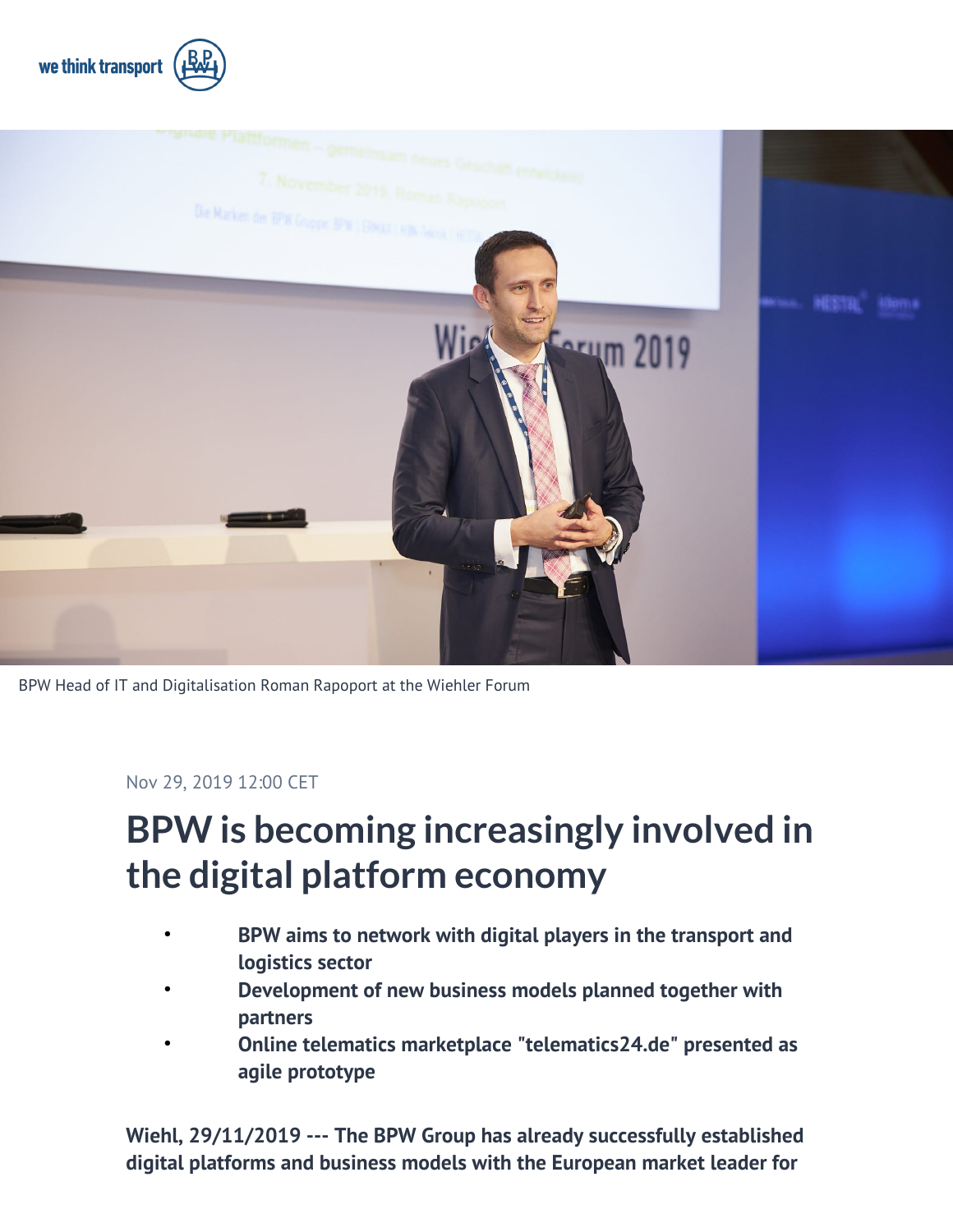we think transport

BPW Head of IT and Digitalisation Roman Rapoport at the Wiehler Forum

Nov 29, 2019 12:00 CET

# BPW is becoming increasingly involved in the digital platform economy

- **BPW aims to network with digital players in the transport and logistics sector**
- **Development of new business models planned together with partners**
- **Online telematics marketplace "telematics24.de" presented as agile prototype**

**Wiehl, 29/11/2019 --- The BPW Group has already successfully established digital platforms and business models with the European market leader for**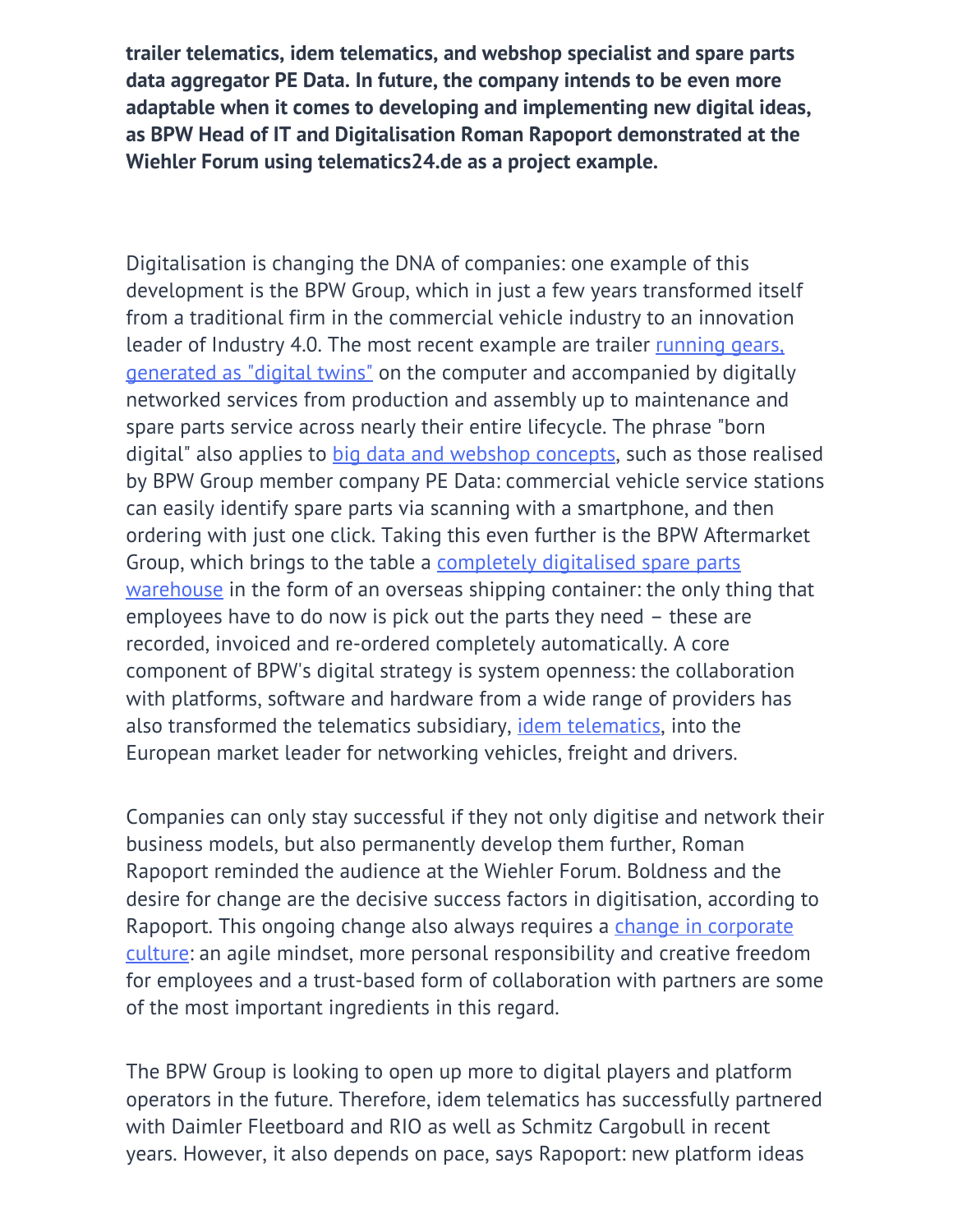**trailer telematics, idem telematics, and webshop specialist and spare parts data aggregator PE Data. In future, the company intends to be even more adaptable when it comes to developing and implementing new digital ideas, as BPW Head of IT and Digitalisation Roman Rapoport demonstrated at the Wiehler Forum using telematics24.de as a project example.**

Digitalisation is changing the DNA of companies: one example of this development is the BPW Group, which in just a few years transformed itself from a traditional firm in the commercial vehicle industry to an innovation leader of Industry 4.0. The most recent example are trailer running gears, generated as "digital twins" on the computer and accompanied by digitally networked services from production and assembly up to maintenance and spare parts service across nearly their entire lifecycle. The phrase "born digital" also applies to big data and webshop concepts, such as those realised by BPW Group member company PE Data: commercial vehicle service stations can easily identify spare parts via scanning with a smartphone, and then ordering with just one click. Taking this even further is the BPW Aftermarket Group, which brings to the table a completely digitalised spare parts warehouse in the form of an overseas shipping container: the only thing that employees have to do now is pick out the parts they need – these are recorded, invoiced and re-ordered completely automatically. A core component of BPW's digital strategy is system openness: the collaboration with platforms, software and hardware from a wide range of providers has also transformed the telematics subsidiary, idem telematics, into the European market leader for networking vehicles, freight and drivers.

Companies can only stay successful if they not only digitise and network their business models, but also permanently develop them further, Roman Rapoport reminded the audience at the Wiehler Forum. Boldness and the desire for change are the decisive success factors in digitisation, according to Rapoport. This ongoing change also always requires a change in corporate culture: an agile mindset, more personal responsibility and creative freedom for employees and a trust-based form of collaboration with partners are some of the most important ingredients in this regard.

The BPW Group is looking to open up more to digital players and platform operators in the future. Therefore, idem telematics has successfully partnered with Daimler Fleetboard and RIO as well as Schmitz Cargobull in recent years. However, it also depends on pace, says Rapoport: new platform ideas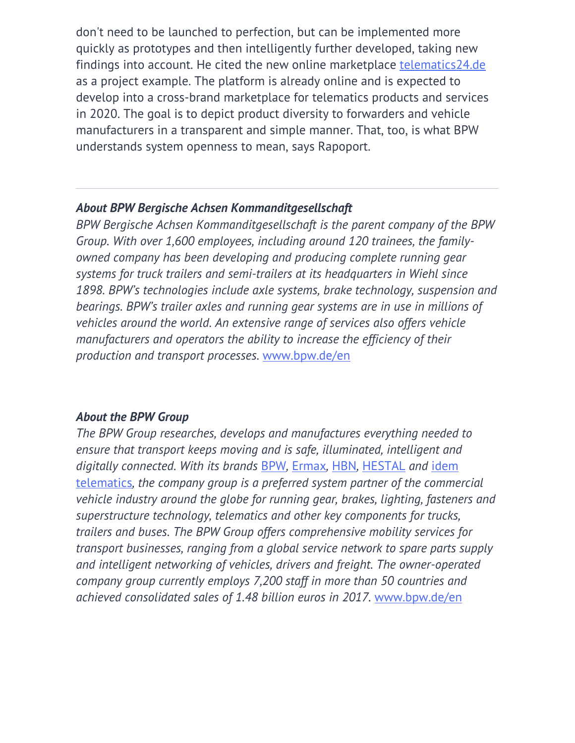don't need to be launched to perfection, but can be implemented more quickly as prototypes and then intelligently further developed, taking new findings into account. He cited the new online marketplace [telematics24.de](telematics24.de) as a project example. The platform is already online and is expected to develop into a cross-brand marketplace for telematics products and services in 2020. The goal is to depict product diversity to forwarders and vehicle manufacturers in a transparent and simple manner. That, too, is what BPW understands system openness to mean, says Rapoport.

---

***About BPW Bergische Achsen Kommanditgesellschaft***

*BPW Bergische Achsen Kommanditgesellschaft is the parent company of the BPW Group. With over 1,600 employees, including around 120 trainees, the family-owned company has been developing and producing complete running gear systems for truck trailers and semi-trailers at its headquarters in Wiehl since 1898. BPW's technologies include axle systems, brake technology, suspension and bearings. BPW's trailer axles and running gear systems are in use in millions of vehicles around the world. An extensive range of services also offers vehicle manufacturers and operators the ability to increase the efficiency of their production and transport processes.* [www.bpw.de/en](www.bpw.de/en)

***About the BPW Group***

*The BPW Group researches, develops and manufactures everything needed to ensure that transport keeps moving and is safe, illuminated, intelligent and digitally connected. With its brands BPW, Ermax, HBN, HESTAL and idem telematics, the company group is a preferred system partner of the commercial vehicle industry around the globe for running gear, brakes, lighting, fasteners and superstructure technology, telematics and other key components for trucks, trailers and buses. The BPW Group offers comprehensive mobility services for transport businesses, ranging from a global service network to spare parts supply and intelligent networking of vehicles, drivers and freight. The owner-operated company group currently employs 7,200 staff in more than 50 countries and achieved consolidated sales of 1.48 billion euros in 2017.* [www.bpw.de/en](www.bpw.de/en)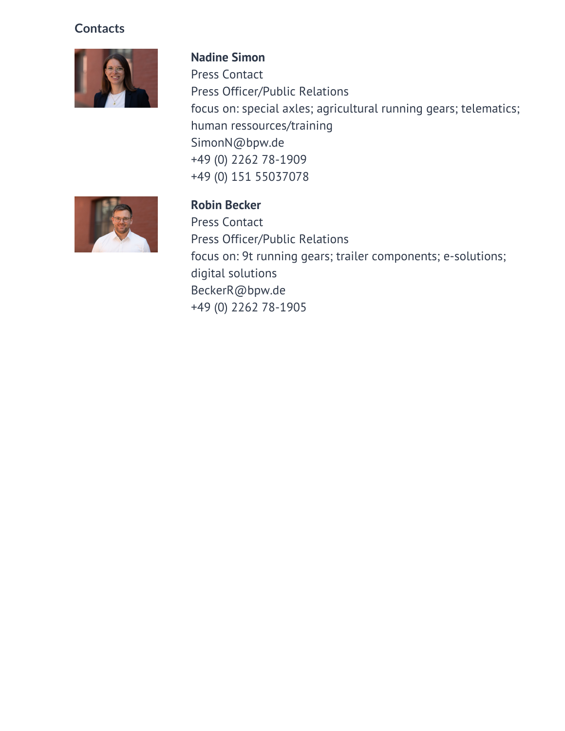## Contacts

**Nadine Simon**
Press Contact
Press Officer/Public Relations
focus on: special axles; agricultural running gears; telematics; human ressources/training
SimonN@bpw.de
+49 (0) 2262 78-1909
+49 (0) 151 55037078

**Robin Becker**
Press Contact
Press Officer/Public Relations
focus on: 9t running gears; trailer components; e-solutions; digital solutions
BeckerR@bpw.de
+49 (0) 2262 78-1905